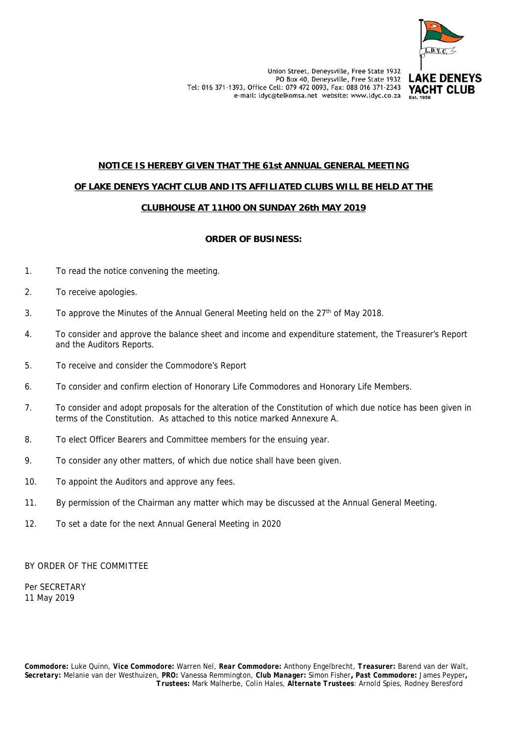Union Street, Deneysville, Free State 1932
PO Box 40, Deneysville, Free State 1932
Tel: 016 371-1393, Office Cell: 079 472 0093, Fax: 088 016 371-2343
e-mail: ldyc@telkomsa.net website: www.ldyc.co.za

**LAKE DENEYS YACHT CLUB**
Est. 1958

**NOTICE IS HEREBY GIVEN THAT THE 61st ANNUAL GENERAL MEETING OF LAKE DENEYS YACHT CLUB AND ITS AFFILIATED CLUBS WILL BE HELD AT THE CLUBHOUSE AT 11H00 ON SUNDAY 26th MAY 2019**

**ORDER OF BUSINESS:**

1. To read the notice convening the meeting.
2. To receive apologies.
3. To approve the Minutes of the Annual General Meeting held on the 27th of May 2018.
4. To consider and approve the balance sheet and income and expenditure statement, the Treasurer's Report and the Auditors Reports.
5. To receive and consider the Commodore's Report
6. To consider and confirm election of Honorary Life Commodores and Honorary Life Members.
7. To consider and adopt proposals for the alteration of the Constitution of which due notice has been given in terms of the Constitution. As attached to this notice marked Annexure A.
8. To elect Officer Bearers and Committee members for the ensuing year.
9. To consider any other matters, of which due notice shall have been given.
10. To appoint the Auditors and approve any fees.
11. By permission of the Chairman any matter which may be discussed at the Annual General Meeting.
12. To set a date for the next Annual General Meeting in 2020

BY ORDER OF THE COMMITTEE

Per SECRETARY
11 May 2019

**Commodore:** Luke Quinn, **Vice Commodore:** Warren Nel, **Rear Commodore:** Anthony Engelbrecht, **Treasurer:** Barend van der Walt, **Secretary:** Melanie van der Westhuizen, **PRO:** Vanessa Remmington, **Club Manager:** Simon Fisher**, Past Commodore:** James Peyper**, Trustees:** Mark Malherbe, Colin Hales, **Alternate Trustees**: Arnold Spies, Rodney Beresford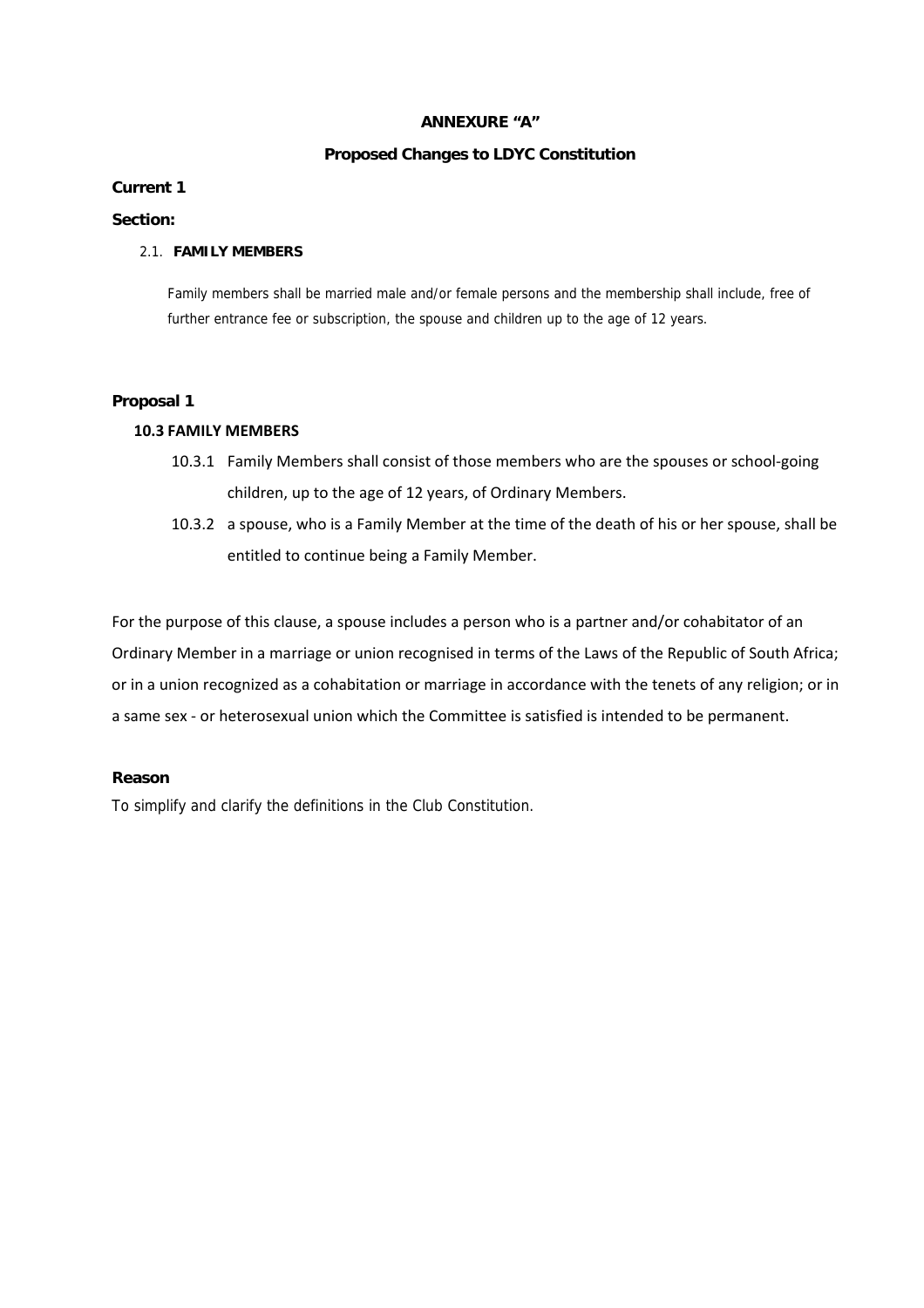**ANNEXURE "A"**

**Proposed Changes to LDYC Constitution**

**Current 1**

**Section:**

2.1. **FAMILY MEMBERS**

Family members shall be married male and/or female persons and the membership shall include, free of further entrance fee or subscription, the spouse and children up to the age of 12 years.

**Proposal 1**

**10.3 FAMILY MEMBERS**

10.3.1 Family Members shall consist of those members who are the spouses or school-going children, up to the age of 12 years, of Ordinary Members.

10.3.2 a spouse, who is a Family Member at the time of the death of his or her spouse, shall be entitled to continue being a Family Member.

For the purpose of this clause, a spouse includes a person who is a partner and/or cohabitator of an Ordinary Member in a marriage or union recognised in terms of the Laws of the Republic of South Africa; or in a union recognized as a cohabitation or marriage in accordance with the tenets of any religion; or in a same sex - or heterosexual union which the Committee is satisfied is intended to be permanent.

**Reason**

To simplify and clarify the definitions in the Club Constitution.